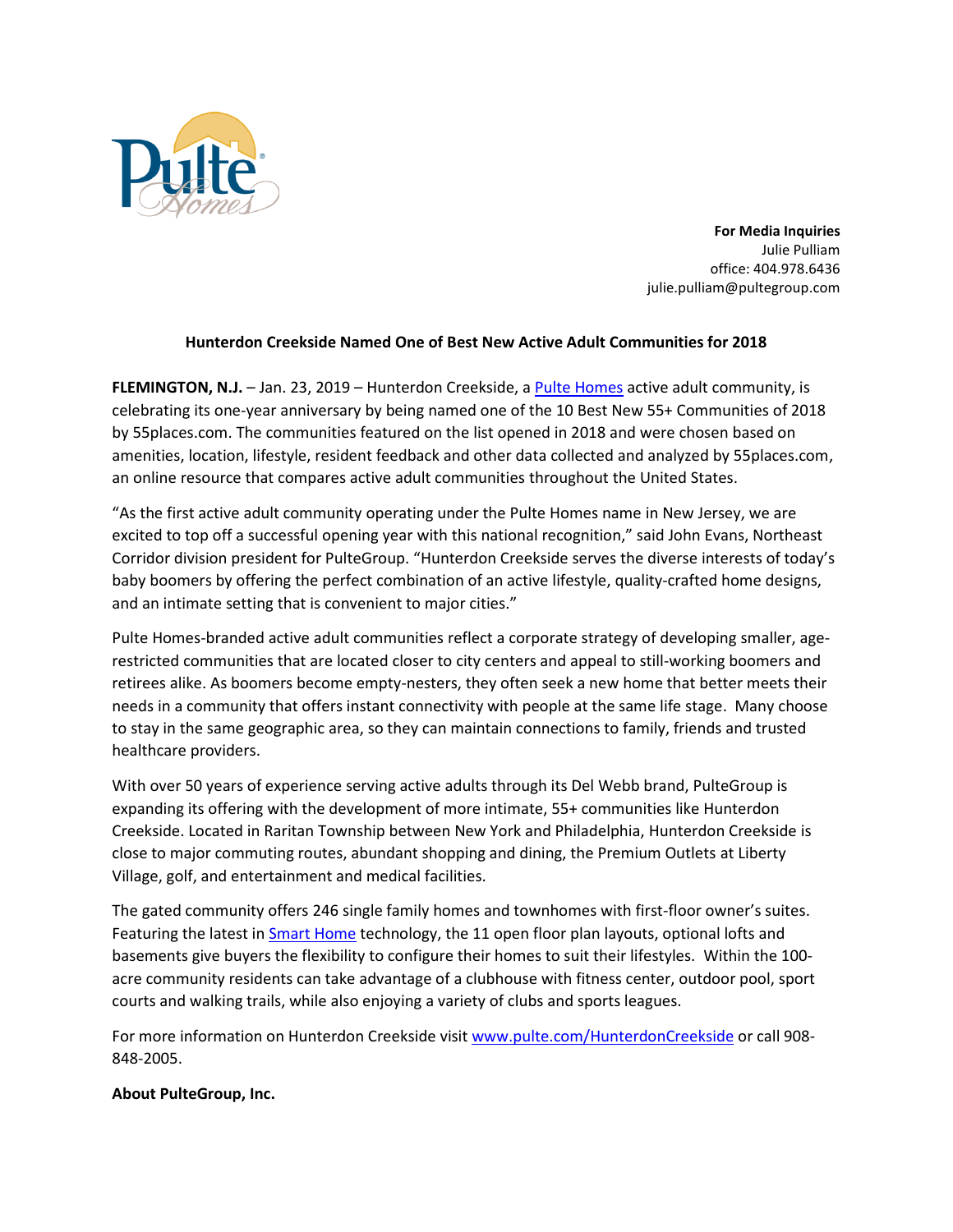**For Media Inquiries**
Julie Pulliam
office: 404.978.6436
julie.pulliam@pultegroup.com

## Hunterdon Creekside Named One of Best New Active Adult Communities for 2018

**FLEMINGTON, N.J.** – Jan. 23, 2019 – Hunterdon Creekside, a Pulte Homes active adult community, is celebrating its one-year anniversary by being named one of the 10 Best New 55+ Communities of 2018 by 55places.com. The communities featured on the list opened in 2018 and were chosen based on amenities, location, lifestyle, resident feedback and other data collected and analyzed by 55places.com, an online resource that compares active adult communities throughout the United States.

"As the first active adult community operating under the Pulte Homes name in New Jersey, we are excited to top off a successful opening year with this national recognition," said John Evans, Northeast Corridor division president for PulteGroup. "Hunterdon Creekside serves the diverse interests of today's baby boomers by offering the perfect combination of an active lifestyle, quality-crafted home designs, and an intimate setting that is convenient to major cities."

Pulte Homes-branded active adult communities reflect a corporate strategy of developing smaller, age-restricted communities that are located closer to city centers and appeal to still-working boomers and retirees alike. As boomers become empty-nesters, they often seek a new home that better meets their needs in a community that offers instant connectivity with people at the same life stage. Many choose to stay in the same geographic area, so they can maintain connections to family, friends and trusted healthcare providers.

With over 50 years of experience serving active adults through its Del Webb brand, PulteGroup is expanding its offering with the development of more intimate, 55+ communities like Hunterdon Creekside. Located in Raritan Township between New York and Philadelphia, Hunterdon Creekside is close to major commuting routes, abundant shopping and dining, the Premium Outlets at Liberty Village, golf, and entertainment and medical facilities.

The gated community offers 246 single family homes and townhomes with first-floor owner's suites. Featuring the latest in Smart Home technology, the 11 open floor plan layouts, optional lofts and basements give buyers the flexibility to configure their homes to suit their lifestyles. Within the 100-acre community residents can take advantage of a clubhouse with fitness center, outdoor pool, sport courts and walking trails, while also enjoying a variety of clubs and sports leagues.

For more information on Hunterdon Creekside visit www.pulte.com/HunterdonCreekside or call 908-848-2005.

**About PulteGroup, Inc.**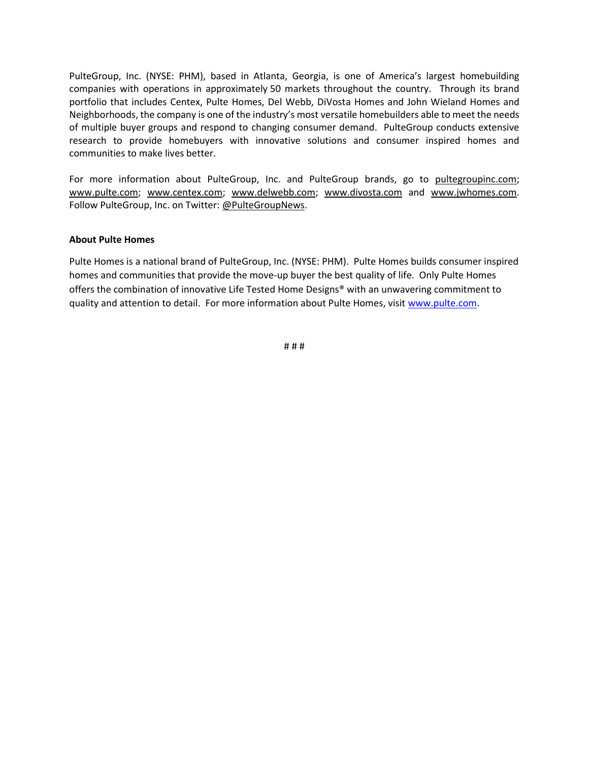PulteGroup, Inc. (NYSE: PHM), based in Atlanta, Georgia, is one of America's largest homebuilding companies with operations in approximately 50 markets throughout the country. Through its brand portfolio that includes Centex, Pulte Homes, Del Webb, DiVosta Homes and John Wieland Homes and Neighborhoods, the company is one of the industry's most versatile homebuilders able to meet the needs of multiple buyer groups and respond to changing consumer demand. PulteGroup conducts extensive research to provide homebuyers with innovative solutions and consumer inspired homes and communities to make lives better.

For more information about PulteGroup, Inc. and PulteGroup brands, go to pultegroupinc.com; www.pulte.com; www.centex.com; www.delwebb.com; www.divosta.com and www.jwhomes.com. Follow PulteGroup, Inc. on Twitter: @PulteGroupNews.

**About Pulte Homes**

Pulte Homes is a national brand of PulteGroup, Inc. (NYSE: PHM). Pulte Homes builds consumer inspired homes and communities that provide the move-up buyer the best quality of life. Only Pulte Homes offers the combination of innovative Life Tested Home Designs® with an unwavering commitment to quality and attention to detail. For more information about Pulte Homes, visit www.pulte.com.

# # #